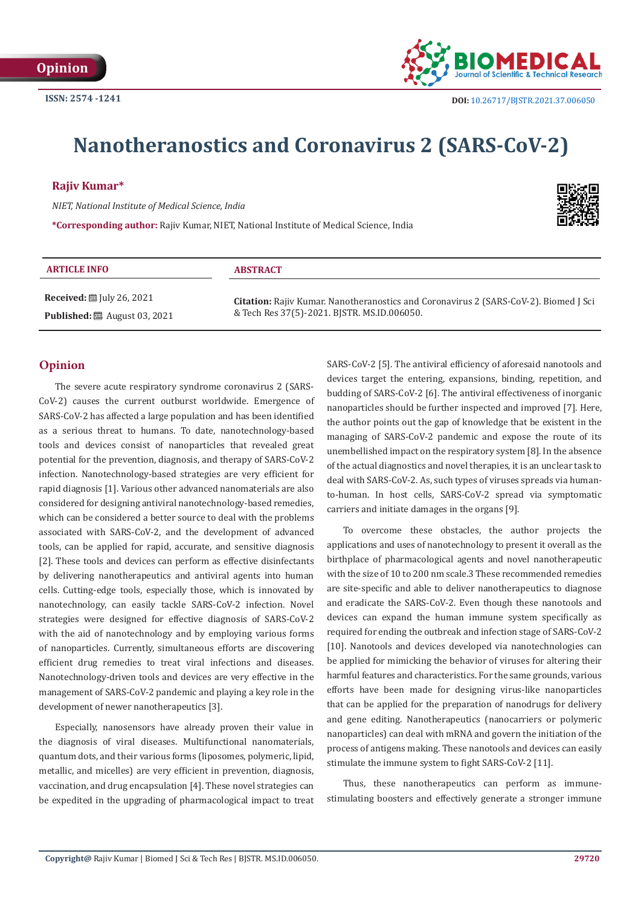Opinion

ISSN: 2574 -1241

DOI: 10.26717/BJSTR.2021.37.006050

# Nanotheranostics and Coronavirus 2 (SARS-CoV-2)

**Rajiv Kumar***

*NIET, National Institute of Medical Science, India*

***Corresponding author:** Rajiv Kumar, NIET, National Institute of Medical Science, India

| ARTICLE INFO | ABSTRACT |
|---|---|
| **Received:** July 26, 2021 | **Citation:** Rajiv Kumar. Nanotheranostics and Coronavirus 2 (SARS-CoV-2). Biomed J Sci & Tech Res 37(5)-2021. BJSTR. MS.ID.006050. |
| **Published:** August 03, 2021 | |

## Opinion

The severe acute respiratory syndrome coronavirus 2 (SARS-CoV-2) causes the current outburst worldwide. Emergence of SARS-CoV-2 has affected a large population and has been identified as a serious threat to humans. To date, nanotechnology-based tools and devices consist of nanoparticles that revealed great potential for the prevention, diagnosis, and therapy of SARS-CoV-2 infection. Nanotechnology-based strategies are very efficient for rapid diagnosis [1]. Various other advanced nanomaterials are also considered for designing antiviral nanotechnology-based remedies, which can be considered a better source to deal with the problems associated with SARS-CoV-2, and the development of advanced tools, can be applied for rapid, accurate, and sensitive diagnosis [2]. These tools and devices can perform as effective disinfectants by delivering nanotherapeutics and antiviral agents into human cells. Cutting-edge tools, especially those, which is innovated by nanotechnology, can easily tackle SARS-CoV-2 infection. Novel strategies were designed for effective diagnosis of SARS-CoV-2 with the aid of nanotechnology and by employing various forms of nanoparticles. Currently, simultaneous efforts are discovering efficient drug remedies to treat viral infections and diseases. Nanotechnology-driven tools and devices are very effective in the management of SARS-CoV-2 pandemic and playing a key role in the development of newer nanotherapeutics [3].

Especially, nanosensors have already proven their value in the diagnosis of viral diseases. Multifunctional nanomaterials, quantum dots, and their various forms (liposomes, polymeric, lipid, metallic, and micelles) are very efficient in prevention, diagnosis, vaccination, and drug encapsulation [4]. These novel strategies can be expedited in the upgrading of pharmacological impact to treat SARS-CoV-2 [5]. The antiviral efficiency of aforesaid nanotools and devices target the entering, expansions, binding, repetition, and budding of SARS-CoV-2 [6]. The antiviral effectiveness of inorganic nanoparticles should be further inspected and improved [7]. Here, the author points out the gap of knowledge that be existent in the managing of SARS-CoV-2 pandemic and expose the route of its unembellished impact on the respiratory system [8]. In the absence of the actual diagnostics and novel therapies, it is an unclear task to deal with SARS-CoV-2. As, such types of viruses spreads via human-to-human. In host cells, SARS-CoV-2 spread via symptomatic carriers and initiate damages in the organs [9].

To overcome these obstacles, the author projects the applications and uses of nanotechnology to present it overall as the birthplace of pharmacological agents and novel nanotherapeutic with the size of 10 to 200 nm scale.3 These recommended remedies are site-specific and able to deliver nanotherapeutics to diagnose and eradicate the SARS-CoV-2. Even though these nanotools and devices can expand the human immune system specifically as required for ending the outbreak and infection stage of SARS-CoV-2 [10]. Nanotools and devices developed via nanotechnologies can be applied for mimicking the behavior of viruses for altering their harmful features and characteristics. For the same grounds, various efforts have been made for designing virus-like nanoparticles that can be applied for the preparation of nanodrugs for delivery and gene editing. Nanotherapeutics (nanocarriers or polymeric nanoparticles) can deal with mRNA and govern the initiation of the process of antigens making. These nanotools and devices can easily stimulate the immune system to fight SARS-CoV-2 [11].

Thus, these nanotherapeutics can perform as immune-stimulating boosters and effectively generate a stronger immune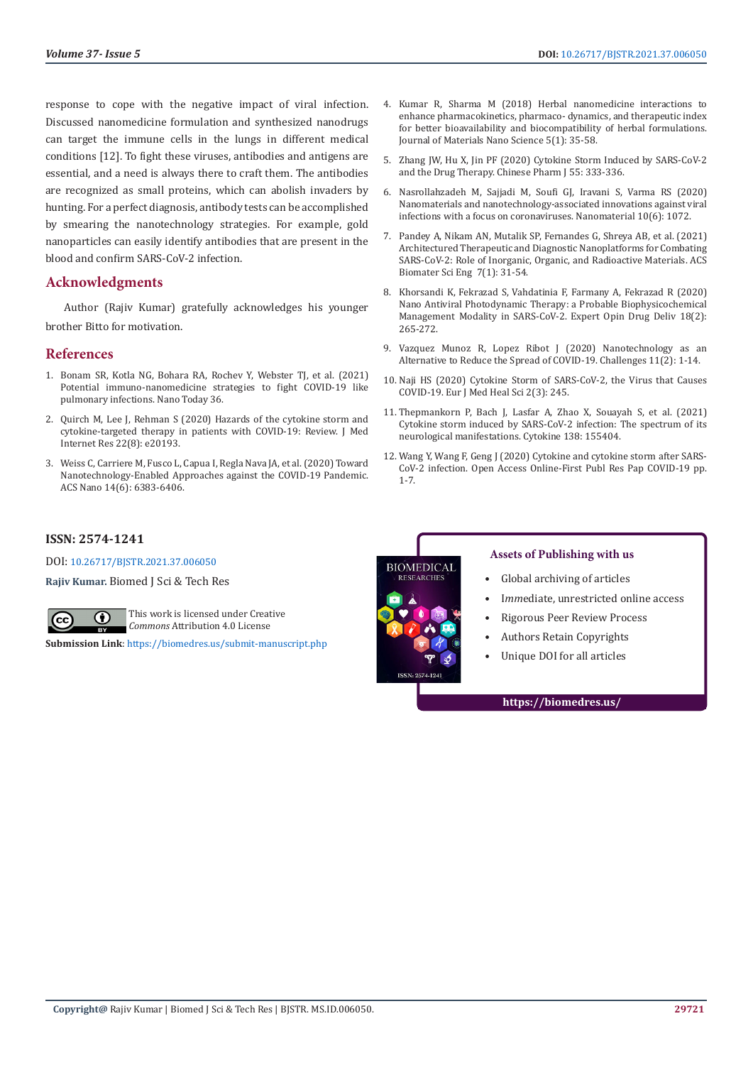response to cope with the negative impact of viral infection. Discussed nanomedicine formulation and synthesized nanodrugs can target the immune cells in the lungs in different medical conditions [12]. To fight these viruses, antibodies and antigens are essential, and a need is always there to craft them. The antibodies are recognized as small proteins, which can abolish invaders by hunting. For a perfect diagnosis, antibody tests can be accomplished by smearing the nanotechnology strategies. For example, gold nanoparticles can easily identify antibodies that are present in the blood and confirm SARS-CoV-2 infection.

## Acknowledgments

Author (Rajiv Kumar) gratefully acknowledges his younger brother Bitto for motivation.

## References

1. Bonam SR, Kotla NG, Bohara RA, Rochev Y, Webster TJ, et al. (2021) Potential immuno-nanomedicine strategies to fight COVID-19 like pulmonary infections. Nano Today 36.
2. Quirch M, Lee J, Rehman S (2020) Hazards of the cytokine storm and cytokine-targeted therapy in patients with COVID-19: Review. J Med Internet Res 22(8): e20193.
3. Weiss C, Carriere M, Fusco L, Capua I, Regla Nava JA, et al. (2020) Toward Nanotechnology-Enabled Approaches against the COVID-19 Pandemic. ACS Nano 14(6): 6383-6406.
4. Kumar R, Sharma M (2018) Herbal nanomedicine interactions to enhance pharmacokinetics, pharmaco- dynamics, and therapeutic index for better bioavailability and biocompatibility of herbal formulations. Journal of Materials Nano Science 5(1): 35-58.
5. Zhang JW, Hu X, Jin PF (2020) Cytokine Storm Induced by SARS-CoV-2 and the Drug Therapy. Chinese Pharm J 55: 333-336.
6. Nasrollahzadeh M, Sajjadi M, Soufi GJ, Iravani S, Varma RS (2020) Nanomaterials and nanotechnology-associated innovations against viral infections with a focus on coronaviruses. Nanomaterial 10(6): 1072.
7. Pandey A, Nikam AN, Mutalik SP, Fernandes G, Shreya AB, et al. (2021) Architectured Therapeutic and Diagnostic Nanoplatforms for Combating SARS-CoV-2: Role of Inorganic, Organic, and Radioactive Materials. ACS Biomater Sci Eng 7(1): 31-54.
8. Khorsandi K, Fekrazad S, Vahdatinia F, Farmany A, Fekrazad R (2020) Nano Antiviral Photodynamic Therapy: a Probable Biophysicochemical Management Modality in SARS-CoV-2. Expert Opin Drug Deliv 18(2): 265-272.
9. Vazquez Munoz R, Lopez Ribot J (2020) Nanotechnology as an Alternative to Reduce the Spread of COVID-19. Challenges 11(2): 1-14.
10. Naji HS (2020) Cytokine Storm of SARS-CoV-2, the Virus that Causes COVID-19. Eur J Med Heal Sci 2(3): 245.
11. Thepmankorn P, Bach J, Lasfar A, Zhao X, Souayah S, et al. (2021) Cytokine storm induced by SARS-CoV-2 infection: The spectrum of its neurological manifestations. Cytokine 138: 155404.
12. Wang Y, Wang F, Geng J (2020) Cytokine and cytokine storm after SARS-CoV-2 infection. Open Access Online-First Publ Res Pap COVID-19 pp. 1-7.

**ISSN: 2574-1241**

DOI: 10.26717/BJSTR.2021.37.006050

**Rajiv Kumar.** Biomed J Sci & Tech Res

This work is licensed under Creative *Commons* Attribution 4.0 License

**Submission Link**: https://biomedres.us/submit-manuscript.php

**Assets of Publishing with us**

- Global archiving of articles
- Immediate, unrestricted online access
- Rigorous Peer Review Process
- Authors Retain Copyrights
- Unique DOI for all articles

**https://biomedres.us/**